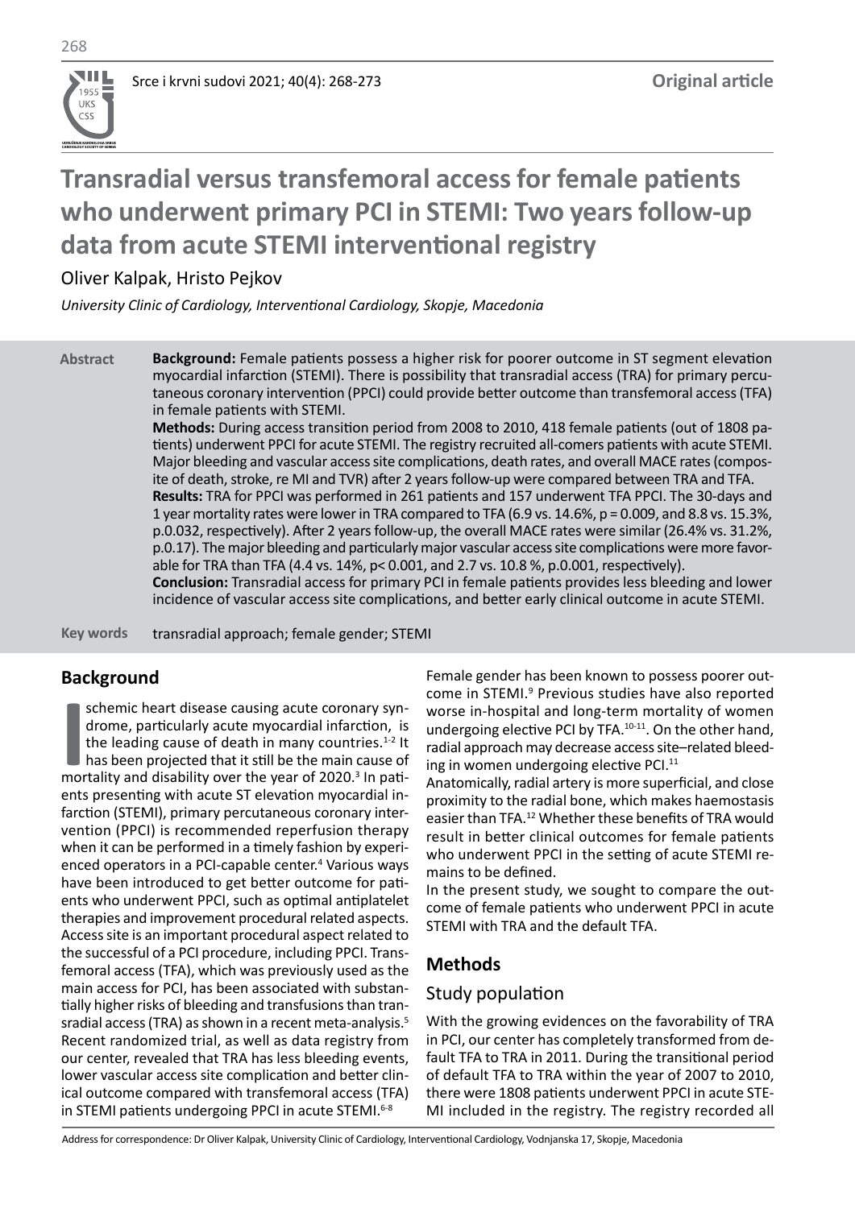Original article

# Transradial versus transfemoral access for female patients who underwent primary PCI in STEMI: Two years follow-up data from acute STEMI interventional registry

Oliver Kalpak, Hristo Pejkov

*University Clinic of Cardiology, Interventional Cardiology, Skopje, Macedonia*

**Abstract**

**Background:** Female patients possess a higher risk for poorer outcome in ST segment elevation myocardial infarction (STEMI). There is possibility that transradial access (TRA) for primary percutaneous coronary intervention (PPCI) could provide better outcome than transfemoral access (TFA) in female patients with STEMI.

**Methods:** During access transition period from 2008 to 2010, 418 female patients (out of 1808 patients) underwent PPCI for acute STEMI. The registry recruited all-comers patients with acute STEMI. Major bleeding and vascular access site complications, death rates, and overall MACE rates (composite of death, stroke, re MI and TVR) after 2 years follow-up were compared between TRA and TFA.

**Results:** TRA for PPCI was performed in 261 patients and 157 underwent TFA PPCI. The 30-days and 1 year mortality rates were lower in TRA compared to TFA (6.9 vs. 14.6%, $p = 0.009$, and 8.8 vs. 15.3%, p.0.032, respectively). After 2 years follow-up, the overall MACE rates were similar (26.4% vs. 31.2%, p.0.17). The major bleeding and particularly major vascular access site complications were more favorable for TRA than TFA (4.4 vs. 14%, $p < 0.001$, and 2.7 vs. 10.8 %, p.0.001, respectively).

**Conclusion:** Transradial access for primary PCI in female patients provides less bleeding and lower incidence of vascular access site complications, and better early clinical outcome in acute STEMI.

**Key words** transradial approach; female gender; STEMI

## Background

Ischemic heart disease causing acute coronary syndrome, particularly acute myocardial infarction, is the leading cause of death in many countries.[1-2] It has been projected that it still be the main cause of mortality and disability over the year of 2020.[3] In patients presenting with acute ST elevation myocardial infarction (STEMI), primary percutaneous coronary intervention (PPCI) is recommended reperfusion therapy when it can be performed in a timely fashion by experienced operators in a PCI-capable center.[4] Various ways have been introduced to get better outcome for patients who underwent PPCI, such as optimal antiplatelet therapies and improvement procedural related aspects. Access site is an important procedural aspect related to the successful of a PCI procedure, including PPCI. Transfemoral access (TFA), which was previously used as the main access for PCI, has been associated with substantially higher risks of bleeding and transfusions than transradial access (TRA) as shown in a recent meta-analysis.[5] Recent randomized trial, as well as data registry from our center, revealed that TRA has less bleeding events, lower vascular access site complication and better clinical outcome compared with transfemoral access (TFA) in STEMI patients undergoing PPCI in acute STEMI.[6-8]

Female gender has been known to possess poorer outcome in STEMI.[9] Previous studies have also reported worse in-hospital and long-term mortality of women undergoing elective PCI by TFA.[10-11]. On the other hand, radial approach may decrease access site–related bleeding in women undergoing elective PCI.[11]

Anatomically, radial artery is more superficial, and close proximity to the radial bone, which makes haemostasis easier than TFA.[12] Whether these benefits of TRA would result in better clinical outcomes for female patients who underwent PPCI in the setting of acute STEMI remains to be defined.

In the present study, we sought to compare the outcome of female patients who underwent PPCI in acute STEMI with TRA and the default TFA.

## Methods

### Study population

With the growing evidences on the favorability of TRA in PCI, our center has completely transformed from default TFA to TRA in 2011. During the transitional period of default TFA to TRA within the year of 2007 to 2010, there were 1808 patients underwent PPCI in acute STEMI included in the registry. The registry recorded all

Address for correspondence: Dr Oliver Kalpak, University Clinic of Cardiology, Interventional Cardiology, Vodnjanska 17, Skopje, Macedonia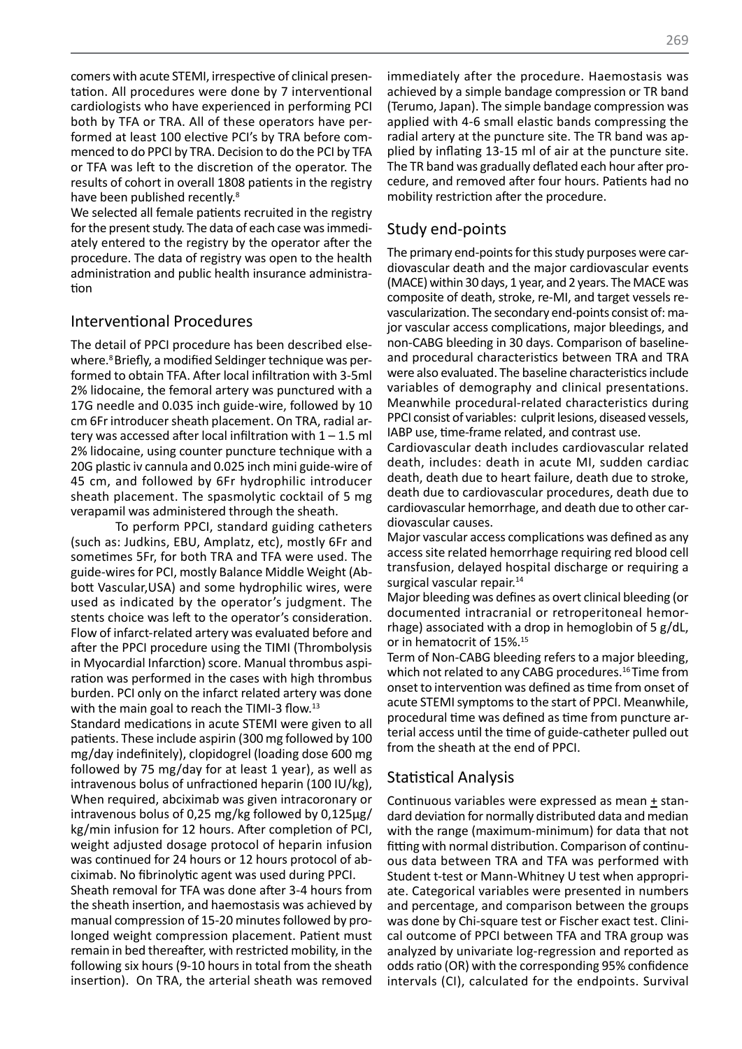comers with acute STEMI, irrespective of clinical presentation. All procedures were done by 7 interventional cardiologists who have experienced in performing PCI both by TFA or TRA. All of these operators have performed at least 100 elective PCI's by TRA before commenced to do PPCI by TRA. Decision to do the PCI by TFA or TFA was left to the discretion of the operator. The results of cohort in overall 1808 patients in the registry have been published recently.[8]

We selected all female patients recruited in the registry for the present study. The data of each case was immediately entered to the registry by the operator after the procedure. The data of registry was open to the health administration and public health insurance administration

## Interventional Procedures

The detail of PPCI procedure has been described elsewhere.[8] Briefly, a modified Seldinger technique was performed to obtain TFA. After local infiltration with 3-5ml 2% lidocaine, the femoral artery was punctured with a 17G needle and 0.035 inch guide-wire, followed by 10 cm 6Fr introducer sheath placement. On TRA, radial artery was accessed after local infiltration with 1 – 1.5 ml 2% lidocaine, using counter puncture technique with a 20G plastic iv cannula and 0.025 inch mini guide-wire of 45 cm, and followed by 6Fr hydrophilic introducer sheath placement. The spasmolytic cocktail of 5 mg verapamil was administered through the sheath.

To perform PPCI, standard guiding catheters (such as: Judkins, EBU, Amplatz, etc), mostly 6Fr and sometimes 5Fr, for both TRA and TFA were used. The guide-wires for PCI, mostly Balance Middle Weight (Abbott Vascular,USA) and some hydrophilic wires, were used as indicated by the operator's judgment. The stents choice was left to the operator's consideration. Flow of infarct-related artery was evaluated before and after the PPCI procedure using the TIMI (Thrombolysis in Myocardial Infarction) score. Manual thrombus aspiration was performed in the cases with high thrombus burden. PCI only on the infarct related artery was done with the main goal to reach the TIMI-3 flow.[13]

Standard medications in acute STEMI were given to all patients. These include aspirin (300 mg followed by 100 mg/day indefinitely), clopidogrel (loading dose 600 mg followed by 75 mg/day for at least 1 year), as well as intravenous bolus of unfractioned heparin (100 IU/kg), When required, abciximab was given intracoronary or intravenous bolus of 0,25 mg/kg followed by 0,125µg/kg/min infusion for 12 hours. After completion of PCI, weight adjusted dosage protocol of heparin infusion was continued for 24 hours or 12 hours protocol of abciximab. No fibrinolytic agent was used during PPCI.

Sheath removal for TFA was done after 3-4 hours from the sheath insertion, and haemostasis was achieved by manual compression of 15-20 minutes followed by prolonged weight compression placement. Patient must remain in bed thereafter, with restricted mobility, in the following six hours (9-10 hours in total from the sheath insertion). On TRA, the arterial sheath was removed immediately after the procedure. Haemostasis was achieved by a simple bandage compression or TR band (Terumo, Japan). The simple bandage compression was applied with 4-6 small elastic bands compressing the radial artery at the puncture site. The TR band was applied by inflating 13-15 ml of air at the puncture site. The TR band was gradually deflated each hour after procedure, and removed after four hours. Patients had no mobility restriction after the procedure.

## Study end-points

The primary end-points for this study purposes were cardiovascular death and the major cardiovascular events (MACE) within 30 days, 1 year, and 2 years. The MACE was composite of death, stroke, re-MI, and target vessels revascularization. The secondary end-points consist of: major vascular access complications, major bleedings, and non-CABG bleeding in 30 days. Comparison of baseline- and procedural characteristics between TRA and TFA were also evaluated. The baseline characteristics include variables of demography and clinical presentations. Meanwhile procedural-related characteristics during PPCI consist of variables: culprit lesions, diseased vessels, IABP use, time-frame related, and contrast use.

Cardiovascular death includes cardiovascular related death, includes: death in acute MI, sudden cardiac death, death due to heart failure, death due to stroke, death due to cardiovascular procedures, death due to cardiovascular hemorrhage, and death due to other cardiovascular causes.

Major vascular access complications was defined as any access site related hemorrhage requiring red blood cell transfusion, delayed hospital discharge or requiring a surgical vascular repair.[14]

Major bleeding was defines as overt clinical bleeding (or documented intracranial or retroperitoneal hemorrhage) associated with a drop in hemoglobin of 5 g/dL, or in hematocrit of 15%.[15]

Term of Non-CABG bleeding refers to a major bleeding, which not related to any CABG procedures.[16] Time from onset to intervention was defined as time from onset of acute STEMI symptoms to the start of PPCI. Meanwhile, procedural time was defined as time from puncture arterial access until the time of guide-catheter pulled out from the sheath at the end of PPCI.

## Statistical Analysis

Continuous variables were expressed as mean ± standard deviation for normally distributed data and median with the range (maximum-minimum) for data that not fitting with normal distribution. Comparison of continuous data between TRA and TFA was performed with Student t-test or Mann-Whitney U test when appropriate. Categorical variables were presented in numbers and percentage, and comparison between the groups was done by Chi-square test or Fischer exact test. Clinical outcome of PPCI between TFA and TRA group was analyzed by univariate log-regression and reported as odds ratio (OR) with the corresponding 95% confidence intervals (CI), calculated for the endpoints. Survival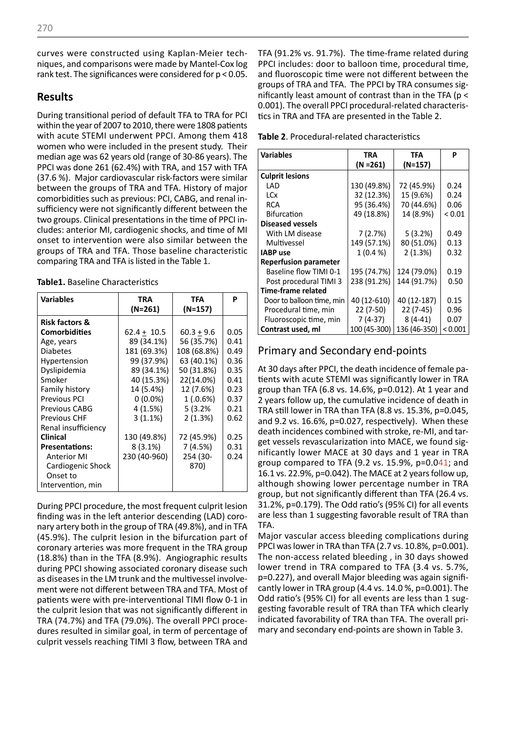curves were constructed using Kaplan-Meier techniques, and comparisons were made by Mantel-Cox log rank test. The significances were considered for $p < 0.05$.

## Results

During transitional period of default TFA to TRA for PCI within the year of 2007 to 2010, there were 1808 patients with acute STEMI underwent PPCI. Among them 418 women who were included in the present study. Their median age was 62 years old (range of 30-86 years). The PPCI was done 261 (62.4%) with TRA, and 157 with TFA (37.6 %). Major cardiovascular risk-factors were similar between the groups of TRA and TFA. History of major comorbidities such as previous: PCI, CABG, and renal insufficiency were not significantly different between the two groups. Clinical presentations in the time of PPCI includes: anterior MI, cardiogenic shocks, and time of MI onset to intervention were also similar between the groups of TRA and TFA. Those baseline characteristic comparing TRA and TFA is listed in the Table 1.

**Table1.** Baseline Characteristics

| Variables | TRA (N=261) | TFA (N=157) | P |
|---|---|---|---|
| **Risk factors & Comorbidities** | | | |
| Age, years | 62.4 ± 10.5 | 60.3 ± 9.6 | 0.05 |
| Diabetes | 89 (34.1%) | 56 (35.7%) | 0.41 |
| Hypertension | 181 (69.3%) | 108 (68.8%) | 0.49 |
| Dyslipidemia | 99 (37.9%) | 63 (40.1%) | 0.36 |
| Smoker | 89 (34.1%) | 50 (31.8%) | 0.35 |
| Family history | 40 (15.3%) | 22(14.0%) | 0.41 |
| Previous PCI | 14 (5.4%) | 12 (7.6%) | 0.23 |
| Previous CABG | 0 (0.0%) | 1 (.0.6%) | 0.37 |
| Previous CHF | 4 (1.5%) | 5 (3.2% | 0.21 |
| Renal insufficiency | 3 (1.1%) | 2 (1.3%) | 0.62 |
| **Clinical Presentations:** | | | |
| Anterior MI | 130 (49.8%) | 72 (45.9%) | 0.25 |
| Cardiogenic Shock | 8 (3.1%) | 7 (4.5%) | 0.31 |
| Onset to Intervention, min | 230 (40-960) | 254 (30-870) | 0.24 |

During PPCI procedure, the most frequent culprit lesion finding was in the left anterior descending (LAD) coronary artery both in the group of TRA (49.8%), and in TFA (45.9%). The culprit lesion in the bifurcation part of coronary arteries was more frequent in the TRA group (18.8%) than in the TFA (8.9%). Angiographic results during PPCI showing associated coronary disease such as diseases in the LM trunk and the multivessel involvement were not different between TRA and TFA. Most of patients were with pre-interventional TIMI flow 0-1 in the culprit lesion that was not significantly different in TRA (74.7%) and TFA (79.0%). The overall PPCI procedures resulted in similar goal, in term of percentage of culprit vessels reaching TIMI 3 flow, between TRA and TFA (91.2% vs. 91.7%). The time-frame related during PPCI includes: door to balloon time, procedural time, and fluoroscopic time were not different between the groups of TRA and TFA. The PPCI by TRA consumes significantly least amount of contrast than in the TFA ($p < 0.001$). The overall PPCI procedural-related characteristics in TRA and TFA are presented in the Table 2.

**Table 2**. Procedural-related characteristics

| Variables | TRA (N =261) | TFA (N=157) | P |
|---|---|---|---|
| **Culprit lesions** | | | |
| LAD | 130 (49.8%) | 72 (45.9%) | 0.24 |
| LCx | 32 (12.3%) | 15 (9.6%) | 0.24 |
| RCA | 95 (36.4%) | 70 (44.6%) | 0.06 |
| Bifurcation | 49 (18.8%) | 14 (8.9%) | < 0.01 |
| **Diseased vessels** | | | |
| With LM disease | 7 (2.7%) | 5 (3.2%) | 0.49 |
| Multivessel | 149 (57.1%) | 80 (51.0%) | 0.13 |
| **IABP use** | 1 (0.4 %) | 2 (1.3%) | 0.32 |
| **Reperfusion parameter** | | | |
| Baseline flow TIMI 0-1 | 195 (74.7%) | 124 (79.0%) | 0.19 |
| Post procedural TIMI 3 | 238 (91.2%) | 144 (91.7%) | 0.50 |
| **Time-frame related** | | | |
| Door to balloon time, min | 40 (12-610) | 40 (12-187) | 0.15 |
| Procedural time, min | 22 (7-50) | 22 (7-45) | 0.96 |
| Fluoroscopic time, min | 7 (4-37) | 8 (4-41) | 0.07 |
| **Contrast used, ml** | 100 (45-300) | 136 (46-350) | < 0.001 |

## Primary and Secondary end-points

At 30 days after PPCI, the death incidence of female patients with acute STEMI was significantly lower in TRA group than TFA (6.8 vs. 14.6%, p=0.012). At 1 year and 2 years follow up, the cumulative incidence of death in TRA still lower in TRA than TFA (8.8 vs. 15.3%, p=0.045, and 9.2 vs. 16.6%, p=0.027, respectively). When these death incidences combined with stroke, re-MI, and target vessels revascularization into MACE, we found significantly lower MACE at 30 days and 1 year in TRA group compared to TFA (9.2 vs. 15.9%, p=0.041; and 16.1 vs. 22.9%, p=0.042). The MACE at 2 years follow up, although showing lower percentage number in TRA group, but not significantly different than TFA (26.4 vs. 31.2%, p=0.179). The Odd ratio's (95% CI) for all events are less than 1 suggesting favorable result of TRA than TFA.

Major vascular access bleeding complications during PPCI was lower in TRA than TFA (2.7 vs. 10.8%, p=0.001). The non-access related bleeding , in 30 days showed lower trend in TRA compared to TFA (3.4 vs. 5.7%, p=0.227), and overall Major bleeding was again significantly lower in TRA group (4.4 vs. 14.0 %, p=0.001). The Odd ratio's (95% CI) for all events are less than 1 suggesting favorable result of TRA than TFA which clearly indicated favorability of TRA than TFA. The overall primary and secondary end-points are shown in Table 3.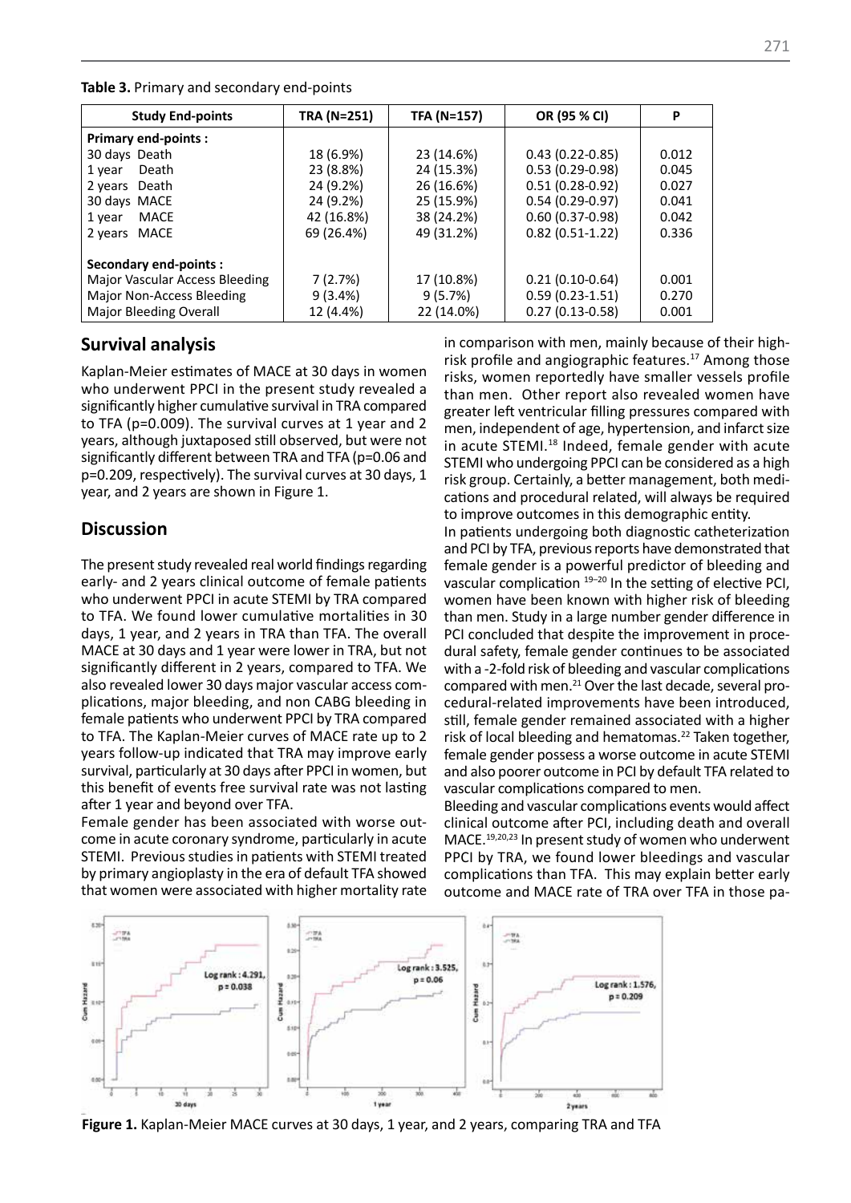**Table 3.** Primary and secondary end-points

| Study End-points | TRA (N=251) | TFA (N=157) | OR (95 % CI) | P |
|---|---|---|---|---|
| **Primary end-points :** | | | | |
| 30 days Death | 18 (6.9%) | 23 (14.6%) | 0.43 (0.22-0.85) | 0.012 |
| 1 year Death | 23 (8.8%) | 24 (15.3%) | 0.53 (0.29-0.98) | 0.045 |
| 2 years Death | 24 (9.2%) | 26 (16.6%) | 0.51 (0.28-0.92) | 0.027 |
| 30 days MACE | 24 (9.2%) | 25 (15.9%) | 0.54 (0.29-0.97) | 0.041 |
| 1 year MACE | 42 (16.8%) | 38 (24.2%) | 0.60 (0.37-0.98) | 0.042 |
| 2 years MACE | 69 (26.4%) | 49 (31.2%) | 0.82 (0.51-1.22) | 0.336 |
| **Secondary end-points :** | | | | |
| Major Vascular Access Bleeding | 7 (2.7%) | 17 (10.8%) | 0.21 (0.10-0.64) | 0.001 |
| Major Non-Access Bleeding | 9 (3.4%) | 9 (5.7%) | 0.59 (0.23-1.51) | 0.270 |
| Major Bleeding Overall | 12 (4.4%) | 22 (14.0%) | 0.27 (0.13-0.58) | 0.001 |

## Survival analysis

Kaplan-Meier estimates of MACE at 30 days in women who underwent PPCI in the present study revealed a significantly higher cumulative survival in TRA compared to TFA (p=0.009). The survival curves at 1 year and 2 years, although juxtaposed still observed, but were not significantly different between TRA and TFA (p=0.06 and p=0.209, respectively). The survival curves at 30 days, 1 year, and 2 years are shown in Figure 1.

## Discussion

The present study revealed real world findings regarding early- and 2 years clinical outcome of female patients who underwent PPCI in acute STEMI by TRA compared to TFA. We found lower cumulative mortalities in 30 days, 1 year, and 2 years in TRA than TFA. The overall MACE at 30 days and 1 year were lower in TRA, but not significantly different in 2 years, compared to TFA. We also revealed lower 30 days major vascular access complications, major bleeding, and non CABG bleeding in female patients who underwent PPCI by TRA compared to TFA. The Kaplan-Meier curves of MACE rate up to 2 years follow-up indicated that TRA may improve early survival, particularly at 30 days after PPCI in women, but this benefit of events free survival rate was not lasting after 1 year and beyond over TFA.

Female gender has been associated with worse outcome in acute coronary syndrome, particularly in acute STEMI. Previous studies in patients with STEMI treated by primary angioplasty in the era of default TFA showed that women were associated with higher mortality rate in comparison with men, mainly because of their high-risk profile and angiographic features.[17] Among those risks, women reportedly have smaller vessels profile than men. Other report also revealed women have greater left ventricular filling pressures compared with men, independent of age, hypertension, and infarct size in acute STEMI.[18] Indeed, female gender with acute STEMI who undergoing PPCI can be considered as a high risk group. Certainly, a better management, both medications and procedural related, will always be required to improve outcomes in this demographic entity.

In patients undergoing both diagnostic catheterization and PCI by TFA, previous reports have demonstrated that female gender is a powerful predictor of bleeding and vascular complication [19–20] In the setting of elective PCI, women have been known with higher risk of bleeding than men. Study in a large number gender difference in PCI concluded that despite the improvement in procedural safety, female gender continues to be associated with a -2-fold risk of bleeding and vascular complications compared with men.[21] Over the last decade, several procedural-related improvements have been introduced, still, female gender remained associated with a higher risk of local bleeding and hematomas.[22] Taken together, female gender possess a worse outcome in acute STEMI and also poorer outcome in PCI by default TFA related to vascular complications compared to men.

Bleeding and vascular complications events would affect clinical outcome after PCI, including death and overall MACE.[19,20,23] In present study of women who underwent PPCI by TRA, we found lower bleedings and vascular complications than TFA. This may explain better early outcome and MACE rate of TRA over TFA in those pa-

**Figure 1.** Kaplan-Meier MACE curves at 30 days, 1 year, and 2 years, comparing TRA and TFA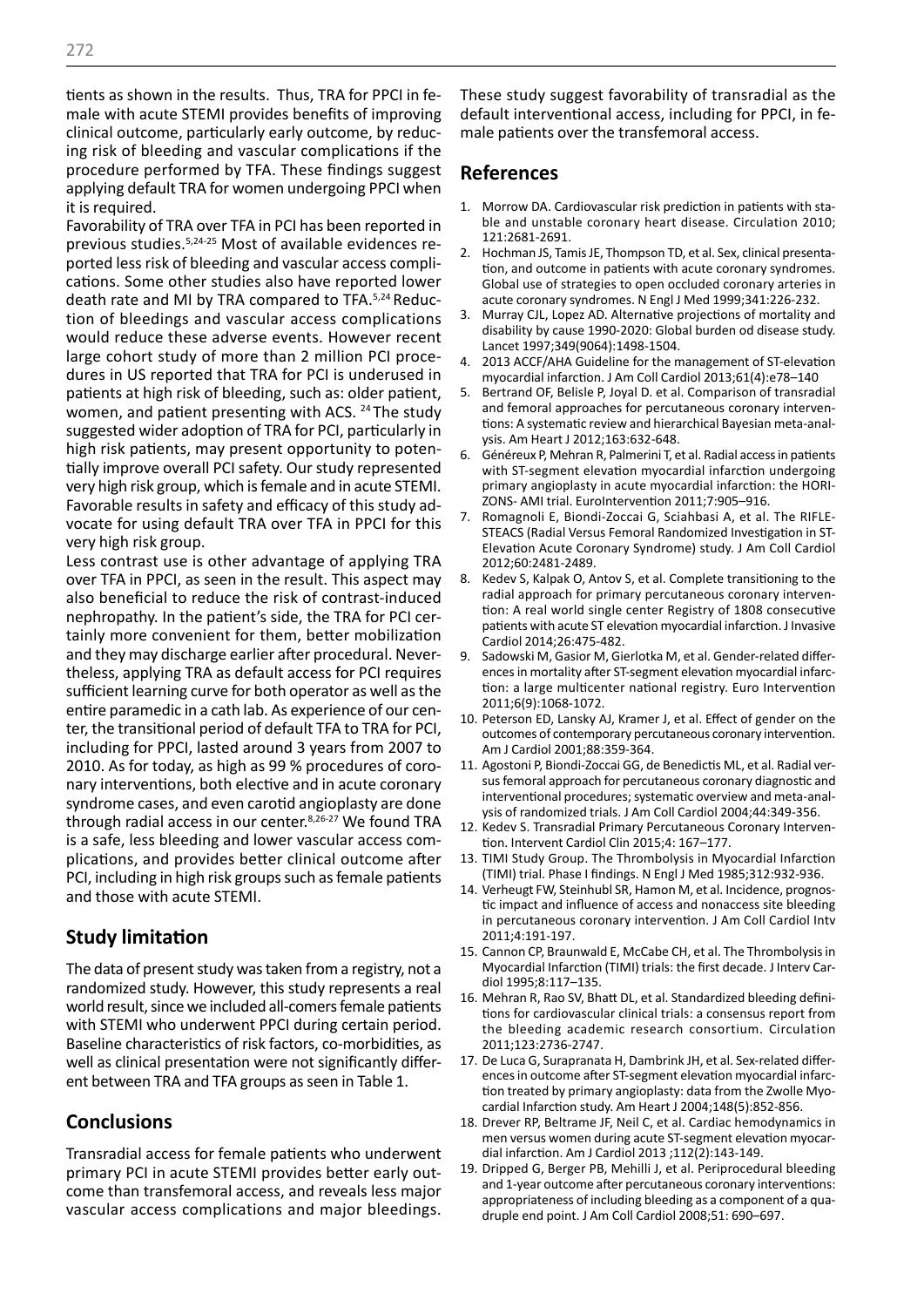tients as shown in the results. Thus, TRA for PPCI in female with acute STEMI provides benefits of improving clinical outcome, particularly early outcome, by reducing risk of bleeding and vascular complications if the procedure performed by TFA. These findings suggest applying default TRA for women undergoing PPCI when it is required.

Favorability of TRA over TFA in PCI has been reported in previous studies.[5,24-25] Most of available evidences reported less risk of bleeding and vascular access complications. Some other studies also have reported lower death rate and MI by TRA compared to TFA.[5,24] Reduction of bleedings and vascular access complications would reduce these adverse events. However recent large cohort study of more than 2 million PCI procedures in US reported that TRA for PCI is underused in patients at high risk of bleeding, such as: older patient, women, and patient presenting with ACS. [24] The study suggested wider adoption of TRA for PCI, particularly in high risk patients, may present opportunity to potentially improve overall PCI safety. Our study represented very high risk group, which is female and in acute STEMI. Favorable results in safety and efficacy of this study advocate for using default TRA over TFA in PPCI for this very high risk group.

Less contrast use is other advantage of applying TRA over TFA in PPCI, as seen in the result. This aspect may also beneficial to reduce the risk of contrast-induced nephropathy. In the patient's side, the TRA for PCI certainly more convenient for them, better mobilization and they may discharge earlier after procedural. Nevertheless, applying TRA as default access for PCI requires sufficient learning curve for both operator as well as the entire paramedic in a cath lab. As experience of our center, the transitional period of default TFA to TRA for PCI, including for PPCI, lasted around 3 years from 2007 to 2010. As for today, as high as 99 % procedures of coronary interventions, both elective and in acute coronary syndrome cases, and even carotid angioplasty are done through radial access in our center.[8,26-27] We found TRA is a safe, less bleeding and lower vascular access complications, and provides better clinical outcome after PCI, including in high risk groups such as female patients and those with acute STEMI.

## Study limitation

The data of present study was taken from a registry, not a randomized study. However, this study represents a real world result, since we included all-comers female patients with STEMI who underwent PPCI during certain period. Baseline characteristics of risk factors, co-morbidities, as well as clinical presentation were not significantly different between TRA and TFA groups as seen in Table 1.

## Conclusions

Transradial access for female patients who underwent primary PCI in acute STEMI provides better early outcome than transfemoral access, and reveals less major vascular access complications and major bleedings. These study suggest favorability of transradial as the default interventional access, including for PPCI, in female patients over the transfemoral access.

## References

1. Morrow DA. Cardiovascular risk prediction in patients with stable and unstable coronary heart disease. Circulation 2010; 121:2681-2691.
2. Hochman JS, Tamis JE, Thompson TD, et al. Sex, clinical presentation, and outcome in patients with acute coronary syndromes. Global use of strategies to open occluded coronary arteries in acute coronary syndromes. N Engl J Med 1999;341:226-232.
3. Murray CJL, Lopez AD. Alternative projections of mortality and disability by cause 1990-2020: Global burden od disease study. Lancet 1997;349(9064):1498-1504.
4. 2013 ACCF/AHA Guideline for the management of ST-elevation myocardial infarction. J Am Coll Cardiol 2013;61(4):e78–140
5. Bertrand OF, Belisle P, Joyal D. et al. Comparison of transradial and femoral approaches for percutaneous coronary interventions: A systematic review and hierarchical Bayesian meta-analysis. Am Heart J 2012;163:632-648.
6. Généreux P, Mehran R, Palmerini T, et al. Radial access in patients with ST-segment elevation myocardial infarction undergoing primary angioplasty in acute myocardial infarction: the HORIZONS- AMI trial. EuroIntervention 2011;7:905–916.
7. Romagnoli E, Biondi-Zoccai G, Sciahbasi A, et al. The RIFLE-STEACS (Radial Versus Femoral Randomized Investigation in ST-Elevation Acute Coronary Syndrome) study. J Am Coll Cardiol 2012;60:2481-2489.
8. Kedev S, Kalpak O, Antov S, et al. Complete transitioning to the radial approach for primary percutaneous coronary intervention: A real world single center Registry of 1808 consecutive patients with acute ST elevation myocardial infarction. J Invasive Cardiol 2014;26:475-482.
9. Sadowski M, Gasior M, Gierlotka M, et al. Gender-related differences in mortality after ST-segment elevation myocardial infarction: a large multicenter national registry. Euro Intervention 2011;6(9):1068-1072.
10. Peterson ED, Lansky AJ, Kramer J, et al. Effect of gender on the outcomes of contemporary percutaneous coronary intervention. Am J Cardiol 2001;88:359-364.
11. Agostoni P, Biondi-Zoccai GG, de Benedictis ML, et al. Radial versus femoral approach for percutaneous coronary diagnostic and interventional procedures; systematic overview and meta-analysis of randomized trials. J Am Coll Cardiol 2004;44:349-356.
12. Kedev S. Transradial Primary Percutaneous Coronary Intervention. Intervent Cardiol Clin 2015;4: 167–177.
13. TIMI Study Group. The Thrombolysis in Myocardial Infarction (TIMI) trial. Phase I findings. N Engl J Med 1985;312:932-936.
14. Verheugt FW, Steinhubl SR, Hamon M, et al. Incidence, prognostic impact and influence of access and nonaccess site bleeding in percutaneous coronary intervention. J Am Coll Cardiol Intv 2011;4:191-197.
15. Cannon CP, Braunwald E, McCabe CH, et al. The Thrombolysis in Myocardial Infarction (TIMI) trials: the first decade. J Interv Cardiol 1995;8:117–135.
16. Mehran R, Rao SV, Bhatt DL, et al. Standardized bleeding definitions for cardiovascular clinical trials: a consensus report from the bleeding academic research consortium. Circulation 2011;123:2736-2747.
17. De Luca G, Surapranata H, Dambrink JH, et al. Sex-related differences in outcome after ST-segment elevation myocardial infarction treated by primary angioplasty: data from the Zwolle Myocardial Infarction study. Am Heart J 2004;148(5):852-856.
18. Drever RP, Beltrame JF, Neil C, et al. Cardiac hemodynamics in men versus women during acute ST-segment elevation myocardial infarction. Am J Cardiol 2013 ;112(2):143-149.
19. Dripped G, Berger PB, Mehilli J, et al. Periprocedural bleeding and 1-year outcome after percutaneous coronary interventions: appropriateness of including bleeding as a component of a quadruple end point. J Am Coll Cardiol 2008;51: 690–697.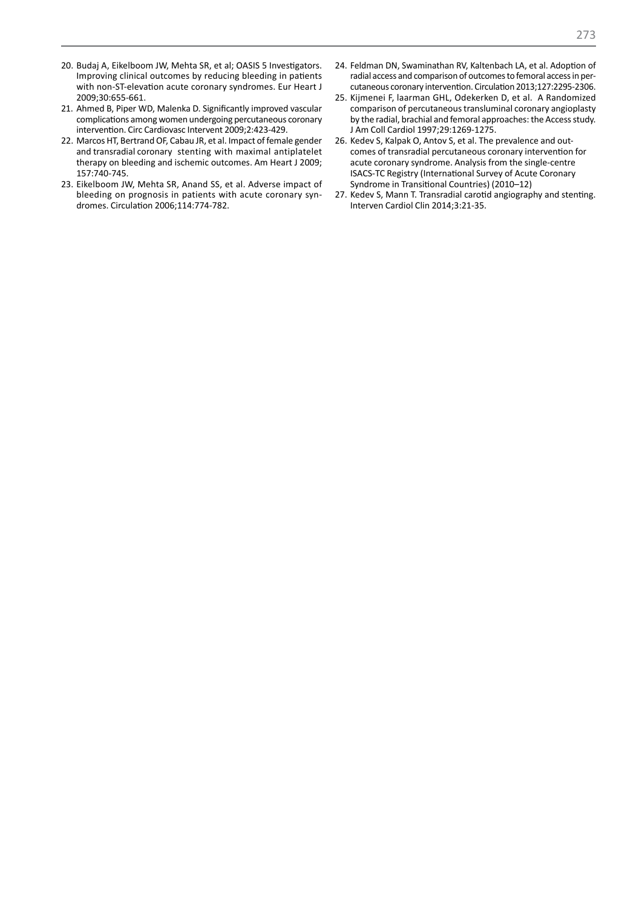20. Budaj A, Eikelboom JW, Mehta SR, et al; OASIS 5 Investigators. Improving clinical outcomes by reducing bleeding in patients with non-ST-elevation acute coronary syndromes. Eur Heart J 2009;30:655-661.
21. Ahmed B, Piper WD, Malenka D. Significantly improved vascular complications among women undergoing percutaneous coronary intervention. Circ Cardiovasc Intervent 2009;2:423-429.
22. Marcos HT, Bertrand OF, Cabau JR, et al. Impact of female gender and transradial coronary stenting with maximal antiplatelet therapy on bleeding and ischemic outcomes. Am Heart J 2009; 157:740-745.
23. Eikelboom JW, Mehta SR, Anand SS, et al. Adverse impact of bleeding on prognosis in patients with acute coronary syndromes. Circulation 2006;114:774-782.
24. Feldman DN, Swaminathan RV, Kaltenbach LA, et al. Adoption of radial access and comparison of outcomes to femoral access in percutaneous coronary intervention. Circulation 2013;127:2295-2306.
25. Kijmenei F, laarman GHL, Odekerken D, et al. A Randomized comparison of percutaneous transluminal coronary angioplasty by the radial, brachial and femoral approaches: the Access study. J Am Coll Cardiol 1997;29:1269-1275.
26. Kedev S, Kalpak O, Antov S, et al. The prevalence and outcomes of transradial percutaneous coronary intervention for acute coronary syndrome. Analysis from the single-centre ISACS-TC Registry (International Survey of Acute Coronary Syndrome in Transitional Countries) (2010–12)
27. Kedev S, Mann T. Transradial carotid angiography and stenting. Interven Cardiol Clin 2014;3:21-35.